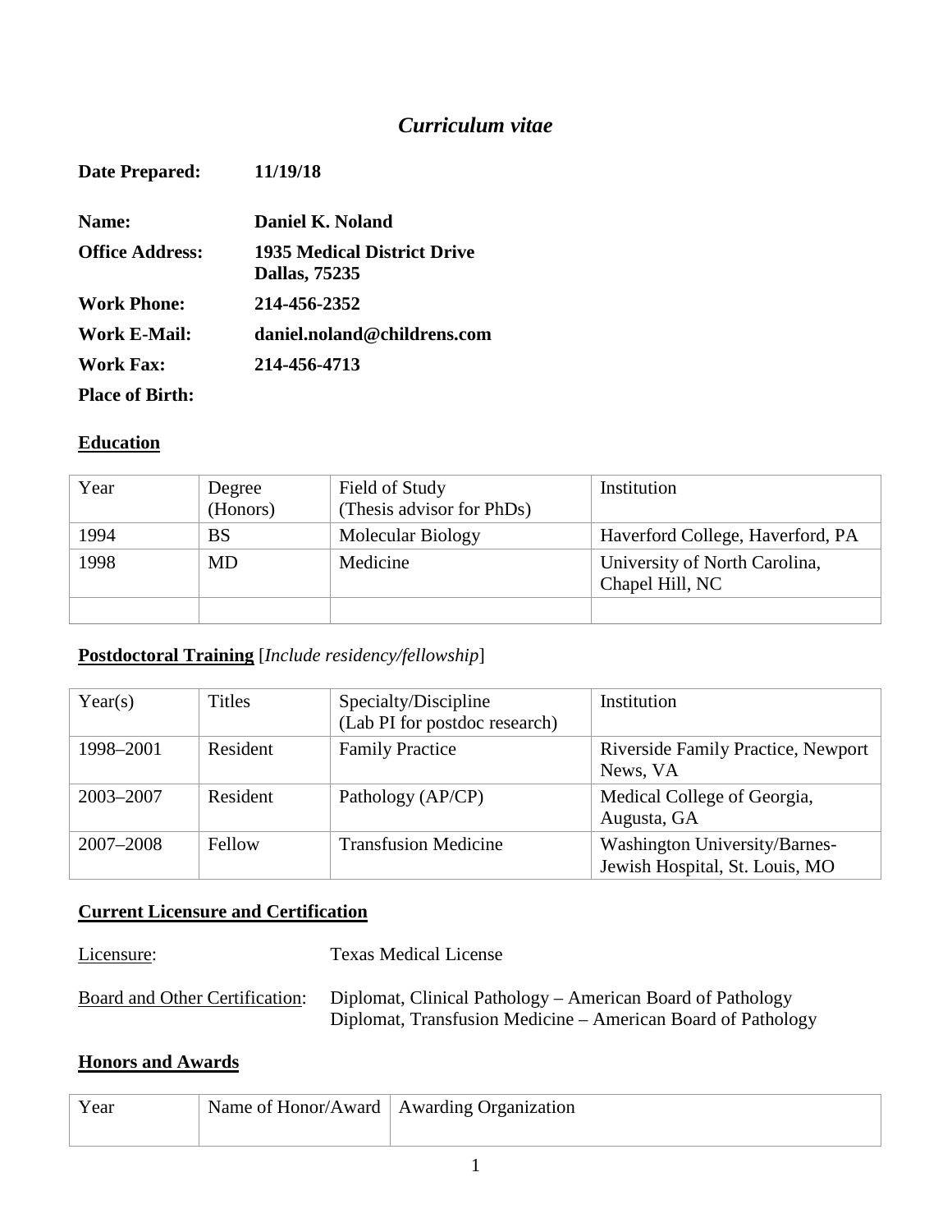# *Curriculum vitae*

**Date Prepared:** **11/19/18**

**Name:** **Daniel K. Noland**

**Office Address:** **1935 Medical District Drive**
**Dallas, 75235**

**Work Phone:** **214-456-2352**

**Work E-Mail:** **daniel.noland@childrens.com**

**Work Fax:** **214-456-4713**

**Place of Birth:**

## <u>Education</u>

| Year | Degree (Honors) | Field of Study (Thesis advisor for PhDs) | Institution |
|---|---|---|---|
| 1994 | BS | Molecular Biology | Haverford College, Haverford, PA |
| 1998 | MD | Medicine | University of North Carolina, Chapel Hill, NC |
| | | | |

## <u>Postdoctoral Training</u> [*Include residency/fellowship*]

| Year(s) | Titles | Specialty/Discipline (Lab PI for postdoc research) | Institution |
|---|---|---|---|
| 1998–2001 | Resident | Family Practice | Riverside Family Practice, Newport News, VA |
| 2003–2007 | Resident | Pathology (AP/CP) | Medical College of Georgia, Augusta, GA |
| 2007–2008 | Fellow | Transfusion Medicine | Washington University/Barnes-Jewish Hospital, St. Louis, MO |

## <u>Current Licensure and Certification</u>

<u>Licensure</u>: Texas Medical License

<u>Board and Other Certification</u>: Diplomat, Clinical Pathology – American Board of Pathology
Diplomat, Transfusion Medicine – American Board of Pathology

## <u>Honors and Awards</u>

| Year | Name of Honor/Award | Awarding Organization |
|---|---|---|
| | | |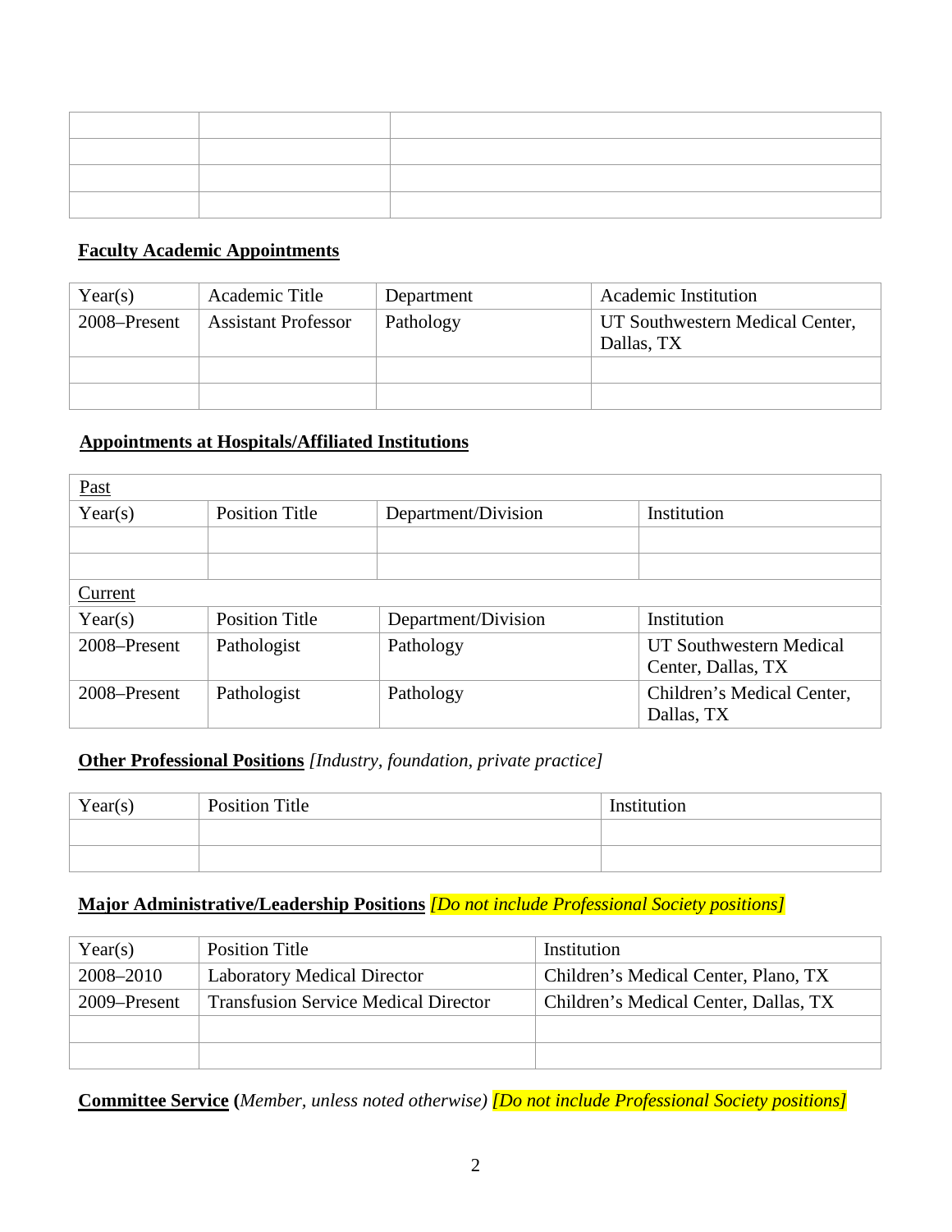| | | |
|---|---|---|
| | | |
| | | |
| | | |
| | | |

**Faculty Academic Appointments**

| Year(s) | Academic Title | Department | Academic Institution |
|---|---|---|---|
| 2008–Present | Assistant Professor | Pathology | UT Southwestern Medical Center, Dallas, TX |
| | | | |
| | | | |

**Appointments at Hospitals/Affiliated Institutions**

| Past | | | |
|---|---|---|---|
| Year(s) | Position Title | Department/Division | Institution |
| | | | |
| | | | |
| Current | | | |
| Year(s) | Position Title | Department/Division | Institution |
| 2008–Present | Pathologist | Pathology | UT Southwestern Medical Center, Dallas, TX |
| 2008–Present | Pathologist | Pathology | Children's Medical Center, Dallas, TX |

**Other Professional Positions** *[Industry, foundation, private practice]*

| Year(s) | Position Title | Institution |
|---|---|---|
| | | |
| | | |

**Major Administrative/Leadership Positions** *[Do not include Professional Society positions]*

| Year(s) | Position Title | Institution |
|---|---|---|
| 2008–2010 | Laboratory Medical Director | Children's Medical Center, Plano, TX |
| 2009–Present | Transfusion Service Medical Director | Children's Medical Center, Dallas, TX |
| | | |
| | | |

**Committee Service** (*Member, unless noted otherwise)* *[Do not include Professional Society positions]*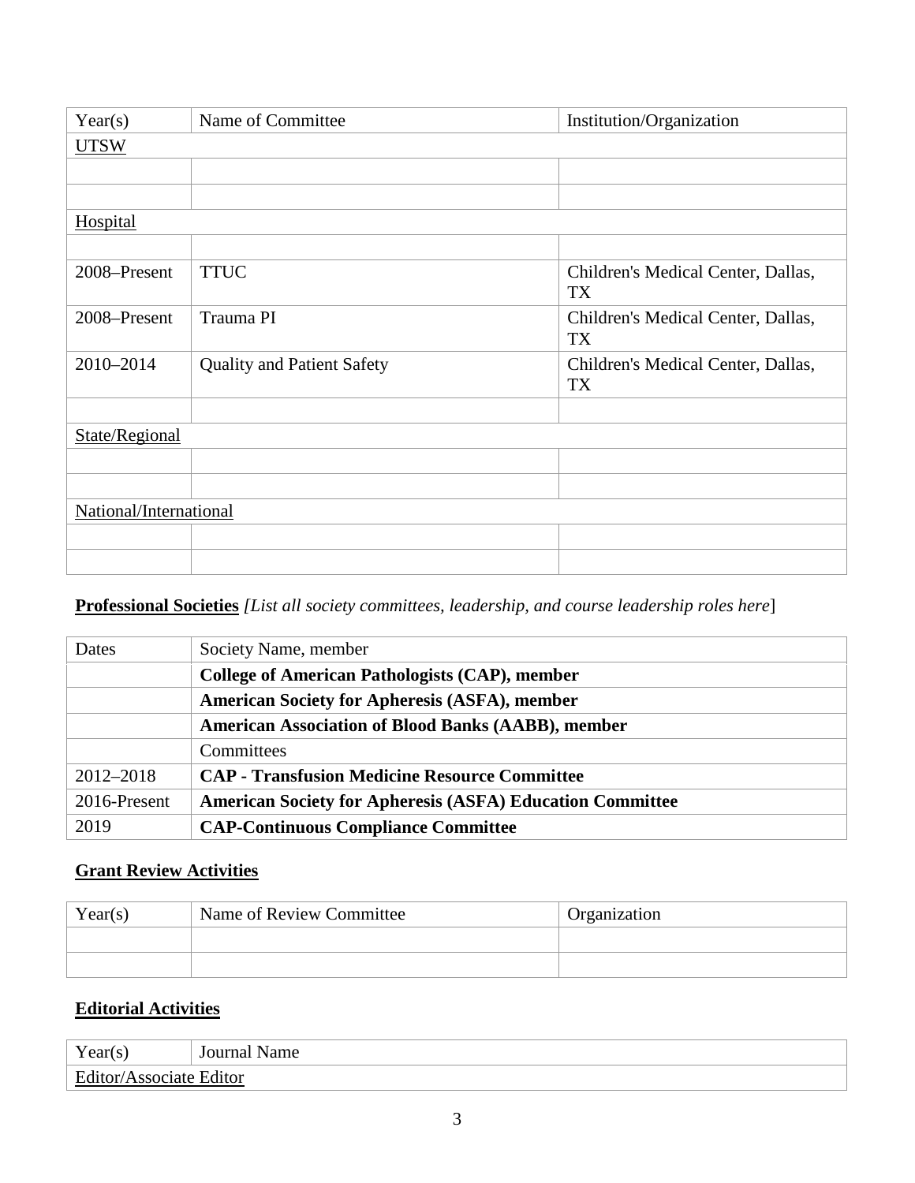| Year(s) | Name of Committee | Institution/Organization |
|---|---|---|
| UTSW | | |
| | | |
| | | |
| Hospital | | |
| | | |
| 2008–Present | TTUC | Children's Medical Center, Dallas, TX |
| 2008–Present | Trauma PI | Children's Medical Center, Dallas, TX |
| 2010–2014 | Quality and Patient Safety | Children's Medical Center, Dallas, TX |
| | | |
| State/Regional | | |
| | | |
| | | |
| National/International | | |
| | | |
| | | |

**Professional Societies** *[List all society committees, leadership, and course leadership roles here*]

| Dates | Society Name, member |
|---|---|
| | **College of American Pathologists (CAP), member** |
| | **American Society for Apheresis (ASFA), member** |
| | **American Association of Blood Banks (AABB), member** |
| | Committees |
| 2012–2018 | **CAP - Transfusion Medicine Resource Committee** |
| 2016-Present | **American Society for Apheresis (ASFA) Education Committee** |
| 2019 | **CAP-Continuous Compliance Committee** |

**Grant Review Activities**

| Year(s) | Name of Review Committee | Organization |
|---|---|---|
| | | |
| | | |

**Editorial Activities**

| Year(s) | Journal Name |
|---|---|
| Editor/Associate Editor | |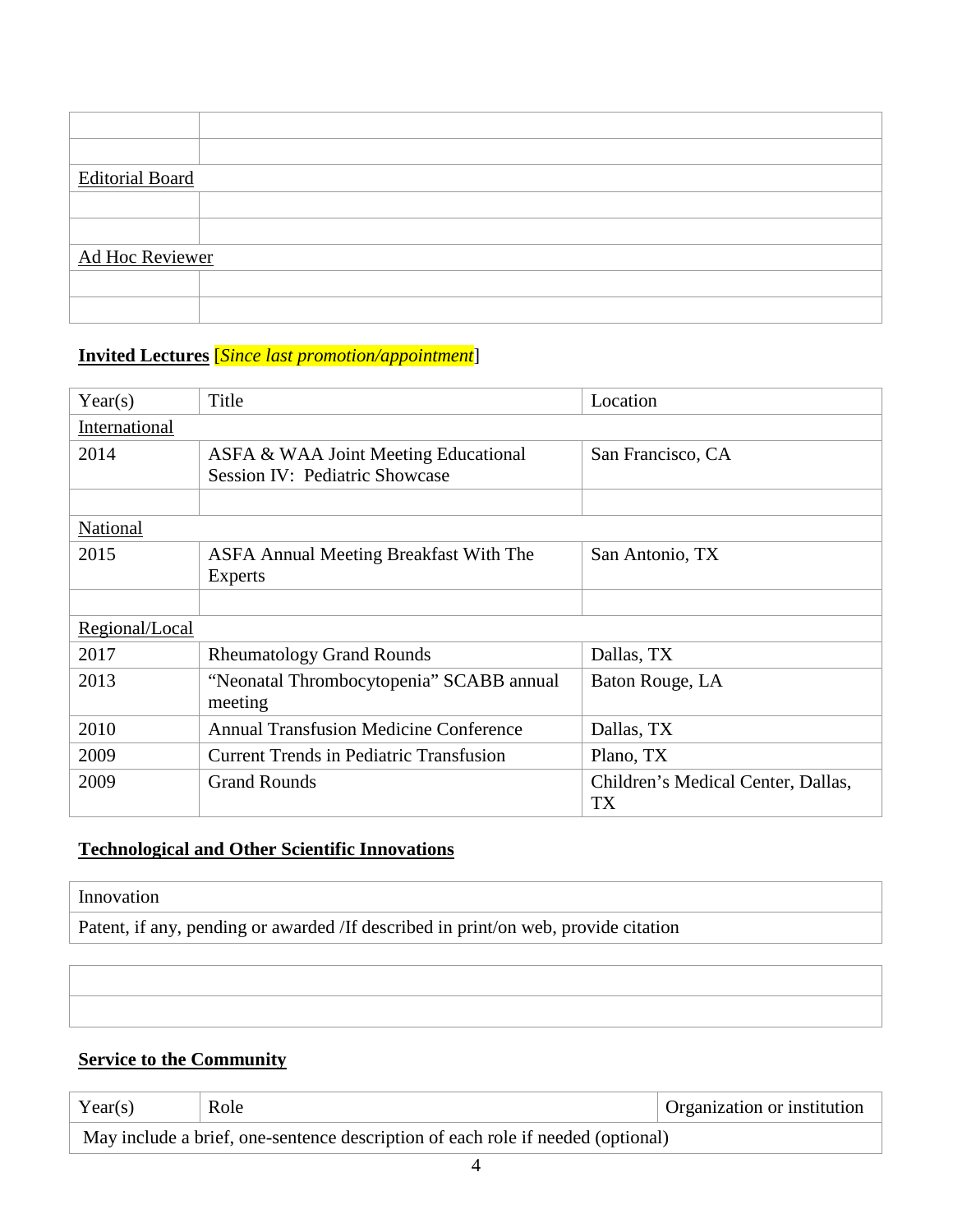| | |
|---|---|
| | |
| | |
| Editorial Board | |
| | |
| | |
| Ad Hoc Reviewer | |
| | |
| | |

**Invited Lectures** [*Since last promotion/appointment*]

| Year(s) | Title | Location |
|---|---|---|
| International | | |
| 2014 | ASFA & WAA Joint Meeting Educational Session IV: Pediatric Showcase | San Francisco, CA |
| | | |
| National | | |
| 2015 | ASFA Annual Meeting Breakfast With The Experts | San Antonio, TX |
| | | |
| Regional/Local | | |
| 2017 | Rheumatology Grand Rounds | Dallas, TX |
| 2013 | "Neonatal Thrombocytopenia" SCABB annual meeting | Baton Rouge, LA |
| 2010 | Annual Transfusion Medicine Conference | Dallas, TX |
| 2009 | Current Trends in Pediatric Transfusion | Plano, TX |
| 2009 | Grand Rounds | Children's Medical Center, Dallas, TX |

**Technological and Other Scientific Innovations**

| Innovation |
|---|
| Patent, if any, pending or awarded /If described in print/on web, provide citation |

| |
|---|
| |
| |

**Service to the Community**

| Year(s) | Role | Organization or institution |
|---|---|---|
| May include a brief, one-sentence description of each role if needed (optional) | | |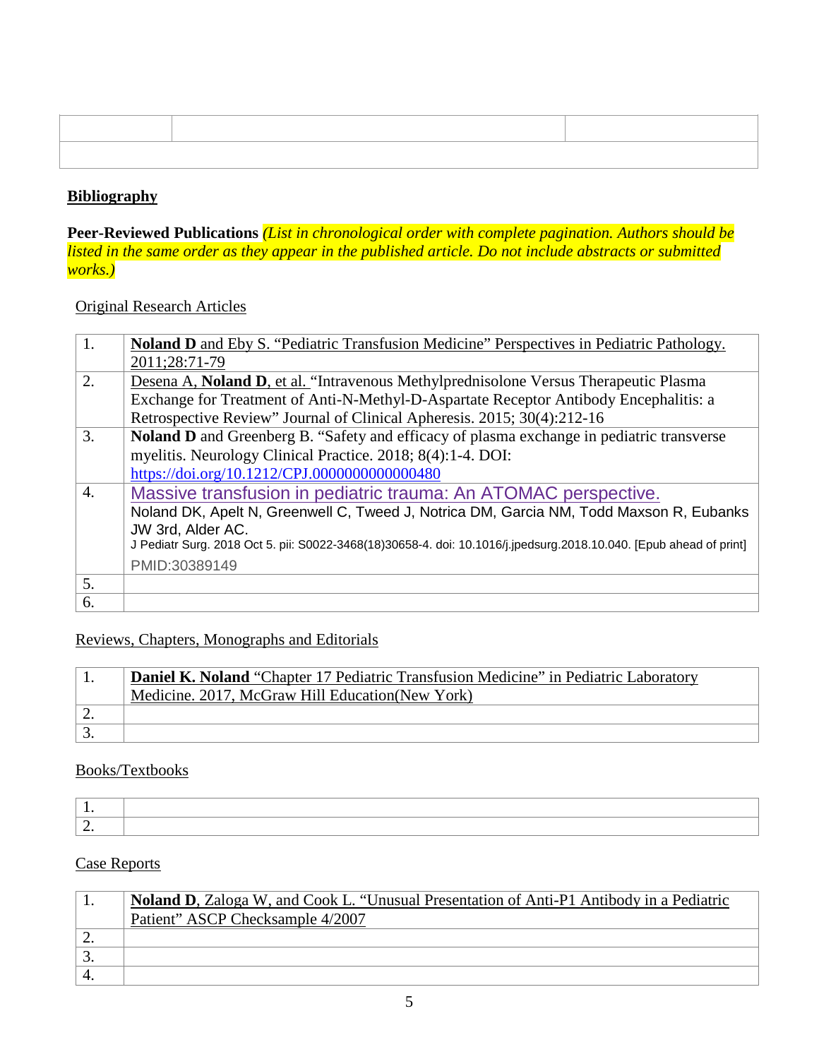| | | |
|---|---|---|
| | | |

## Bibliography

**Peer-Reviewed Publications** *(List in chronological order with complete pagination. Authors should be listed in the same order as they appear in the published article. Do not include abstracts or submitted works.)*

Original Research Articles

| | |
|---|---|
| 1. | **Noland D** and Eby S. "Pediatric Transfusion Medicine" Perspectives in Pediatric Pathology. 2011;28:71-79 |
| 2. | Desena A, **Noland D**, et al. "Intravenous Methylprednisolone Versus Therapeutic Plasma Exchange for Treatment of Anti-N-Methyl-D-Aspartate Receptor Antibody Encephalitis: a Retrospective Review" Journal of Clinical Apheresis. 2015; 30(4):212-16 |
| 3. | **Noland D** and Greenberg B. "Safety and efficacy of plasma exchange in pediatric transverse myelitis. Neurology Clinical Practice. 2018; 8(4):1-4. DOI: https://doi.org/10.1212/CPJ.0000000000000480 |
| 4. | Massive transfusion in pediatric trauma: An ATOMAC perspective. Noland DK, Apelt N, Greenwell C, Tweed J, Notrica DM, Garcia NM, Todd Maxson R, Eubanks JW 3rd, Alder AC. J Pediatr Surg. 2018 Oct 5. pii: S0022-3468(18)30658-4. doi: 10.1016/j.jpedsurg.2018.10.040. [Epub ahead of print] PMID:30389149 |
| 5. | |
| 6. | |

Reviews, Chapters, Monographs and Editorials

| | |
|---|---|
| 1. | **Daniel K. Noland** "Chapter 17 Pediatric Transfusion Medicine" in Pediatric Laboratory Medicine. 2017, McGraw Hill Education(New York) |
| 2. | |
| 3. | |

Books/Textbooks

| | |
|---|---|
| 1. | |
| 2. | |

Case Reports

| | |
|---|---|
| 1. | **Noland D**, Zaloga W, and Cook L. "Unusual Presentation of Anti-P1 Antibody in a Pediatric Patient" ASCP Checksample 4/2007 |
| 2. | |
| 3. | |
| 4. | |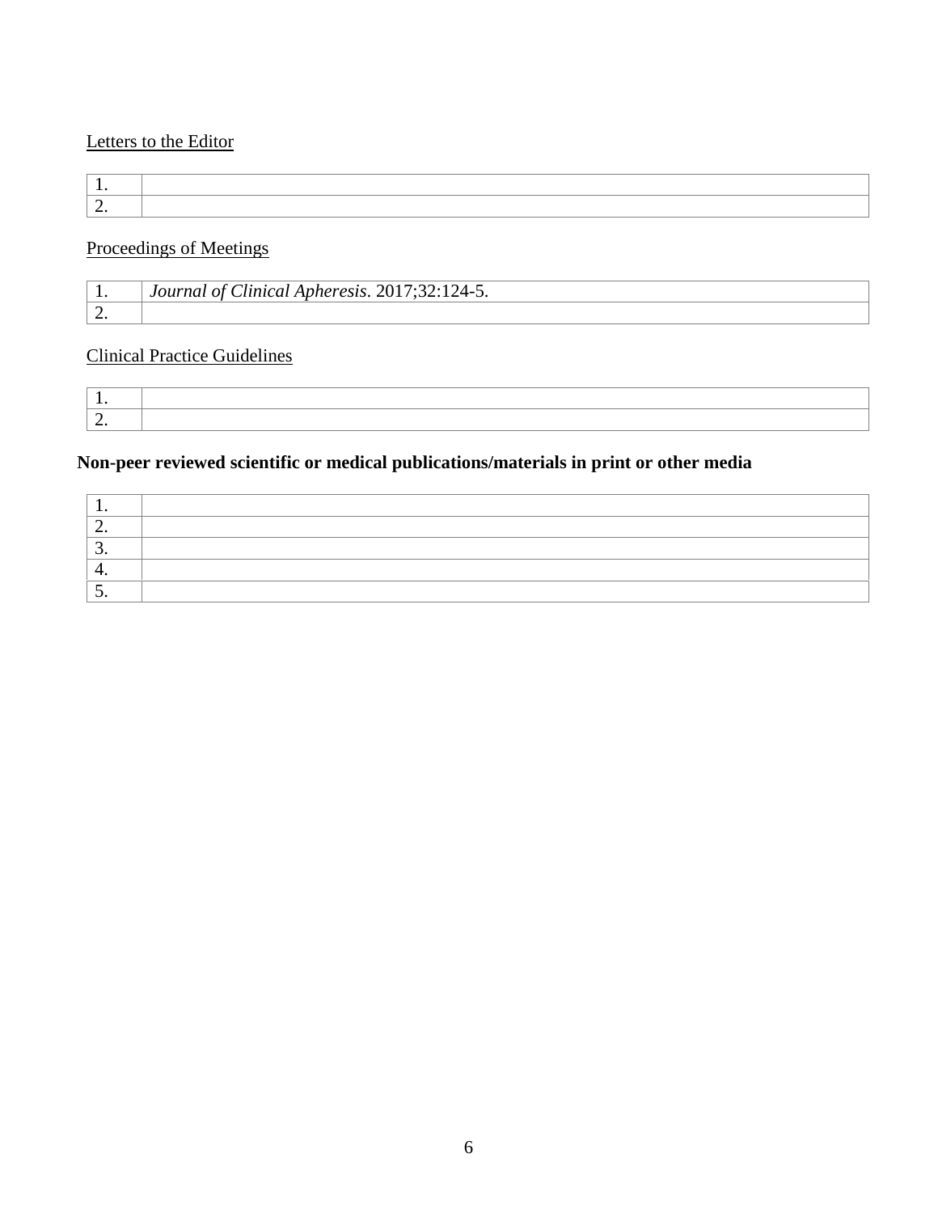Letters to the Editor

| | |
|---|---|
| 1. | |
| 2. | |

Proceedings of Meetings

| | |
|---|---|
| 1. | *Journal of Clinical Apheresis*. 2017;32:124-5. |
| 2. | |

Clinical Practice Guidelines

| | |
|---|---|
| 1. | |
| 2. | |

**Non-peer reviewed scientific or medical publications/materials in print or other media**

| | |
|---|---|
| 1. | |
| 2. | |
| 3. | |
| 4. | |
| 5. | |